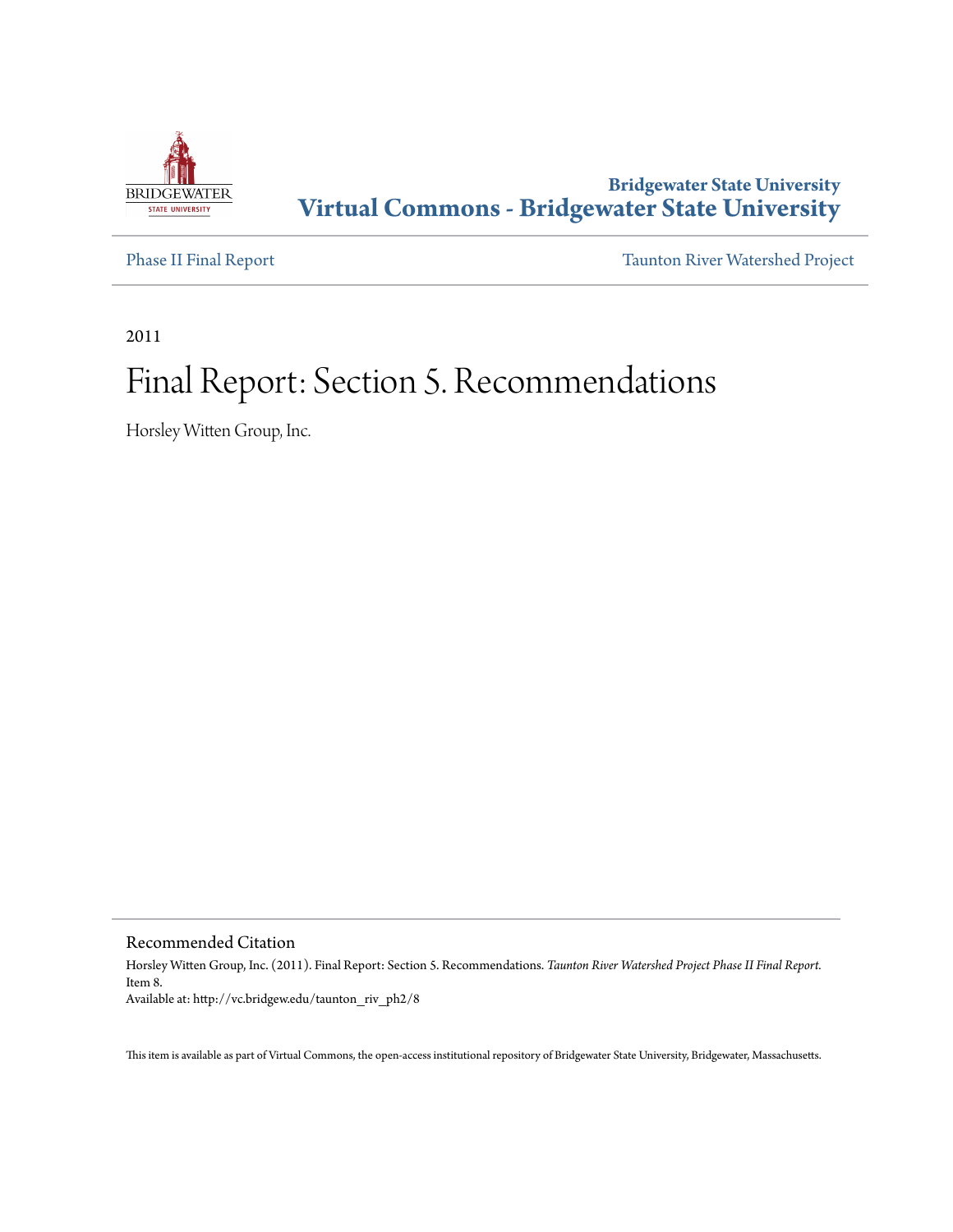Bridgewater State University
**Virtual Commons - Bridgewater State University**

Phase II Final Report | Taunton River Watershed Project

2011

# Final Report: Section 5. Recommendations

Horsley Witten Group, Inc.

## Recommended Citation

Horsley Witten Group, Inc. (2011). Final Report: Section 5. Recommendations. *Taunton River Watershed Project Phase II Final Report.* Item 8.
Available at: http://vc.bridgew.edu/taunton_riv_ph2/8

This item is available as part of Virtual Commons, the open-access institutional repository of Bridgewater State University, Bridgewater, Massachusetts.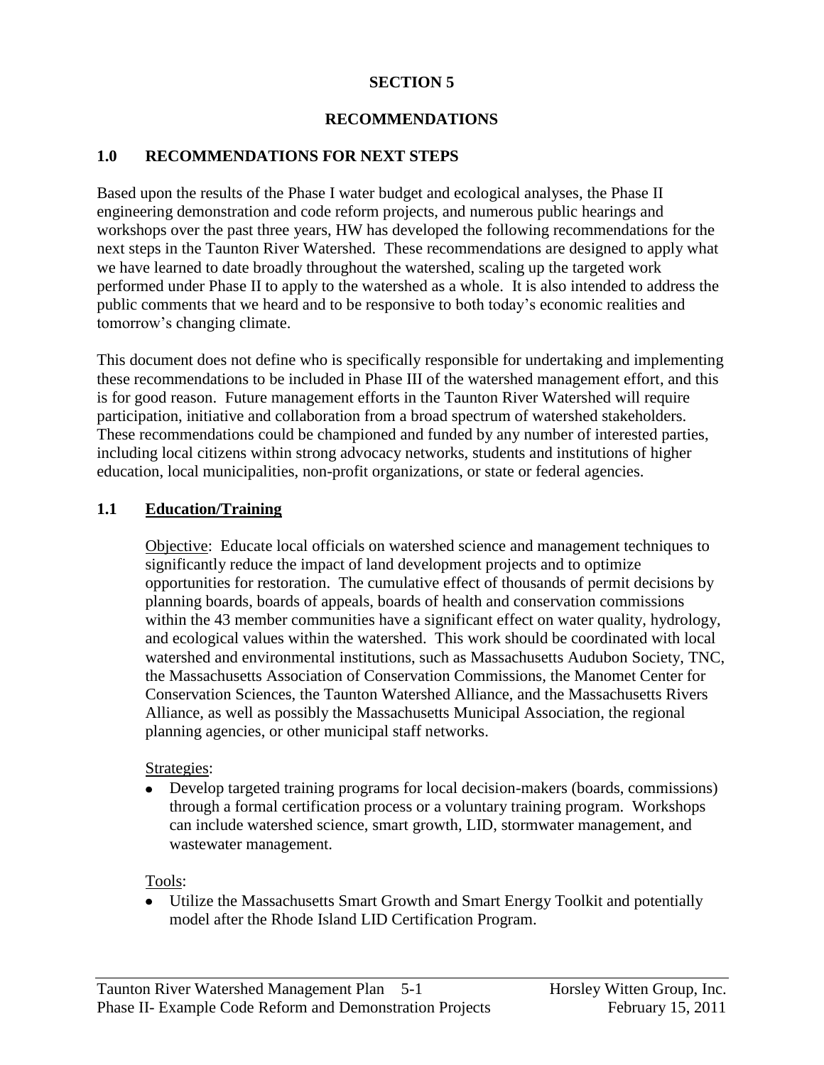# SECTION 5

# RECOMMENDATIONS

## 1.0 RECOMMENDATIONS FOR NEXT STEPS

Based upon the results of the Phase I water budget and ecological analyses, the Phase II engineering demonstration and code reform projects, and numerous public hearings and workshops over the past three years, HW has developed the following recommendations for the next steps in the Taunton River Watershed. These recommendations are designed to apply what we have learned to date broadly throughout the watershed, scaling up the targeted work performed under Phase II to apply to the watershed as a whole. It is also intended to address the public comments that we heard and to be responsive to both today's economic realities and tomorrow's changing climate.

This document does not define who is specifically responsible for undertaking and implementing these recommendations to be included in Phase III of the watershed management effort, and this is for good reason. Future management efforts in the Taunton River Watershed will require participation, initiative and collaboration from a broad spectrum of watershed stakeholders. These recommendations could be championed and funded by any number of interested parties, including local citizens within strong advocacy networks, students and institutions of higher education, local municipalities, non-profit organizations, or state or federal agencies.

### 1.1 Education/Training

Objective: Educate local officials on watershed science and management techniques to significantly reduce the impact of land development projects and to optimize opportunities for restoration. The cumulative effect of thousands of permit decisions by planning boards, boards of appeals, boards of health and conservation commissions within the 43 member communities have a significant effect on water quality, hydrology, and ecological values within the watershed. This work should be coordinated with local watershed and environmental institutions, such as Massachusetts Audubon Society, TNC, the Massachusetts Association of Conservation Commissions, the Manomet Center for Conservation Sciences, the Taunton Watershed Alliance, and the Massachusetts Rivers Alliance, as well as possibly the Massachusetts Municipal Association, the regional planning agencies, or other municipal staff networks.

Strategies:

- Develop targeted training programs for local decision-makers (boards, commissions) through a formal certification process or a voluntary training program. Workshops can include watershed science, smart growth, LID, stormwater management, and wastewater management.

Tools:

- Utilize the Massachusetts Smart Growth and Smart Energy Toolkit and potentially model after the Rhode Island LID Certification Program.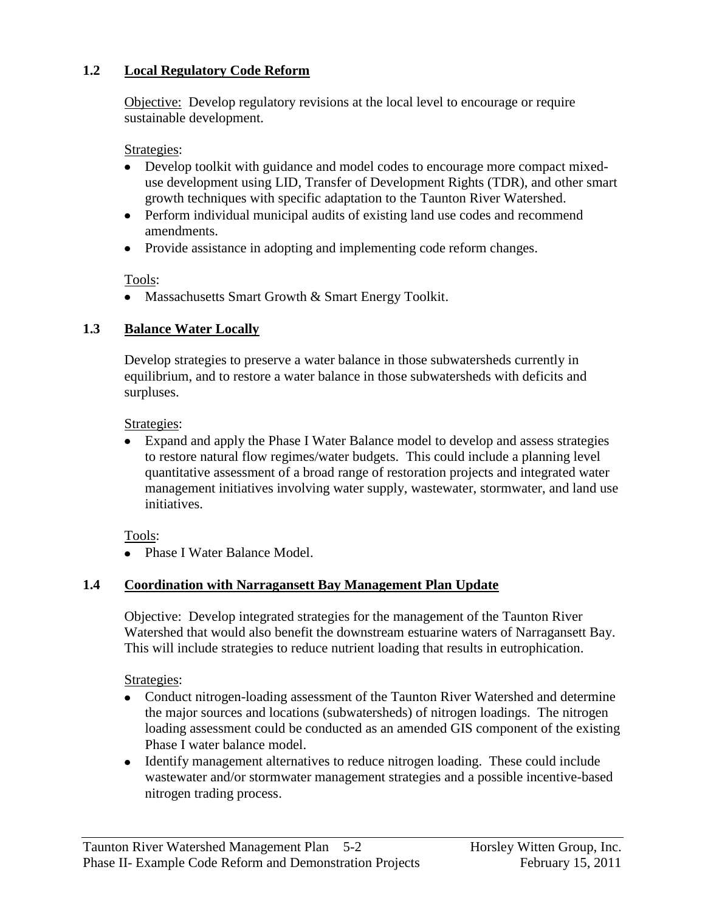### 1.2 Local Regulatory Code Reform

Objective: Develop regulatory revisions at the local level to encourage or require sustainable development.

Strategies:

- Develop toolkit with guidance and model codes to encourage more compact mixed-use development using LID, Transfer of Development Rights (TDR), and other smart growth techniques with specific adaptation to the Taunton River Watershed.
- Perform individual municipal audits of existing land use codes and recommend amendments.
- Provide assistance in adopting and implementing code reform changes.

Tools:

- Massachusetts Smart Growth & Smart Energy Toolkit.

### 1.3 Balance Water Locally

Develop strategies to preserve a water balance in those subwatersheds currently in equilibrium, and to restore a water balance in those subwatersheds with deficits and surpluses.

Strategies:

- Expand and apply the Phase I Water Balance model to develop and assess strategies to restore natural flow regimes/water budgets. This could include a planning level quantitative assessment of a broad range of restoration projects and integrated water management initiatives involving water supply, wastewater, stormwater, and land use initiatives.

Tools:

- Phase I Water Balance Model.

### 1.4 Coordination with Narragansett Bay Management Plan Update

Objective: Develop integrated strategies for the management of the Taunton River Watershed that would also benefit the downstream estuarine waters of Narragansett Bay. This will include strategies to reduce nutrient loading that results in eutrophication.

Strategies:

- Conduct nitrogen-loading assessment of the Taunton River Watershed and determine the major sources and locations (subwatersheds) of nitrogen loadings. The nitrogen loading assessment could be conducted as an amended GIS component of the existing Phase I water balance model.
- Identify management alternatives to reduce nitrogen loading. These could include wastewater and/or stormwater management strategies and a possible incentive-based nitrogen trading process.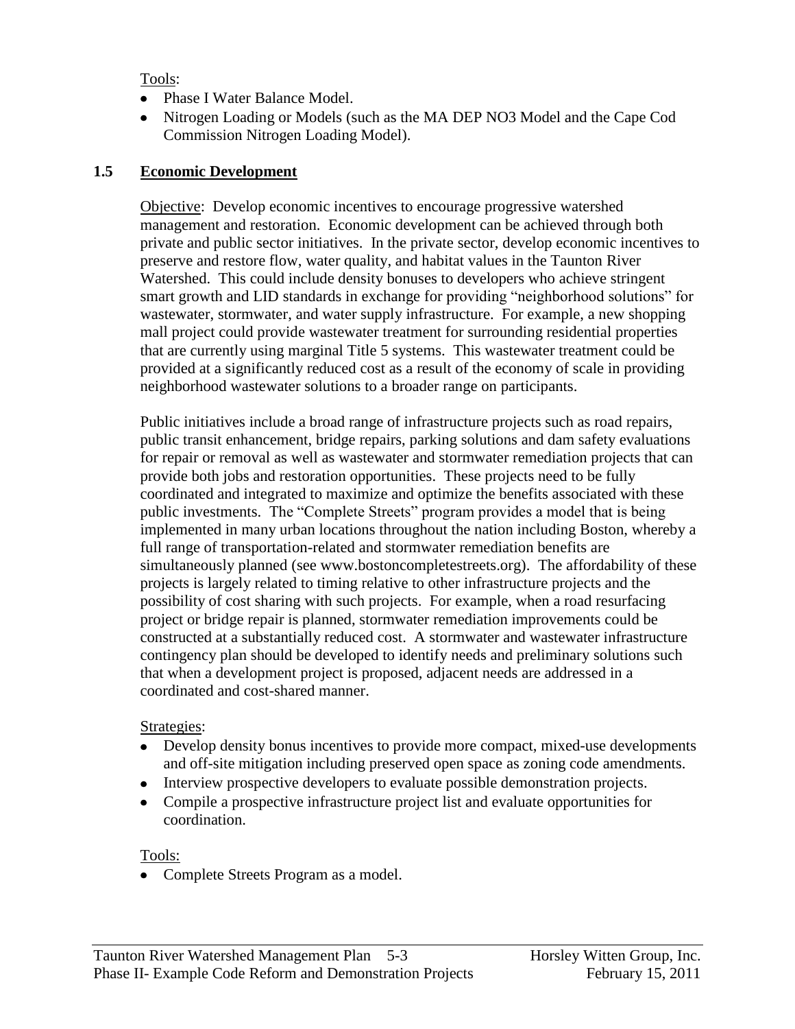Tools:

- Phase I Water Balance Model.
- Nitrogen Loading or Models (such as the MA DEP NO3 Model and the Cape Cod Commission Nitrogen Loading Model).

## 1.5 Economic Development

Objective: Develop economic incentives to encourage progressive watershed management and restoration. Economic development can be achieved through both private and public sector initiatives. In the private sector, develop economic incentives to preserve and restore flow, water quality, and habitat values in the Taunton River Watershed. This could include density bonuses to developers who achieve stringent smart growth and LID standards in exchange for providing "neighborhood solutions" for wastewater, stormwater, and water supply infrastructure. For example, a new shopping mall project could provide wastewater treatment for surrounding residential properties that are currently using marginal Title 5 systems. This wastewater treatment could be provided at a significantly reduced cost as a result of the economy of scale in providing neighborhood wastewater solutions to a broader range on participants.

Public initiatives include a broad range of infrastructure projects such as road repairs, public transit enhancement, bridge repairs, parking solutions and dam safety evaluations for repair or removal as well as wastewater and stormwater remediation projects that can provide both jobs and restoration opportunities. These projects need to be fully coordinated and integrated to maximize and optimize the benefits associated with these public investments. The "Complete Streets" program provides a model that is being implemented in many urban locations throughout the nation including Boston, whereby a full range of transportation-related and stormwater remediation benefits are simultaneously planned (see www.bostoncompletestreets.org). The affordability of these projects is largely related to timing relative to other infrastructure projects and the possibility of cost sharing with such projects. For example, when a road resurfacing project or bridge repair is planned, stormwater remediation improvements could be constructed at a substantially reduced cost. A stormwater and wastewater infrastructure contingency plan should be developed to identify needs and preliminary solutions such that when a development project is proposed, adjacent needs are addressed in a coordinated and cost-shared manner.

Strategies:

- Develop density bonus incentives to provide more compact, mixed-use developments and off-site mitigation including preserved open space as zoning code amendments.
- Interview prospective developers to evaluate possible demonstration projects.
- Compile a prospective infrastructure project list and evaluate opportunities for coordination.

Tools:

- Complete Streets Program as a model.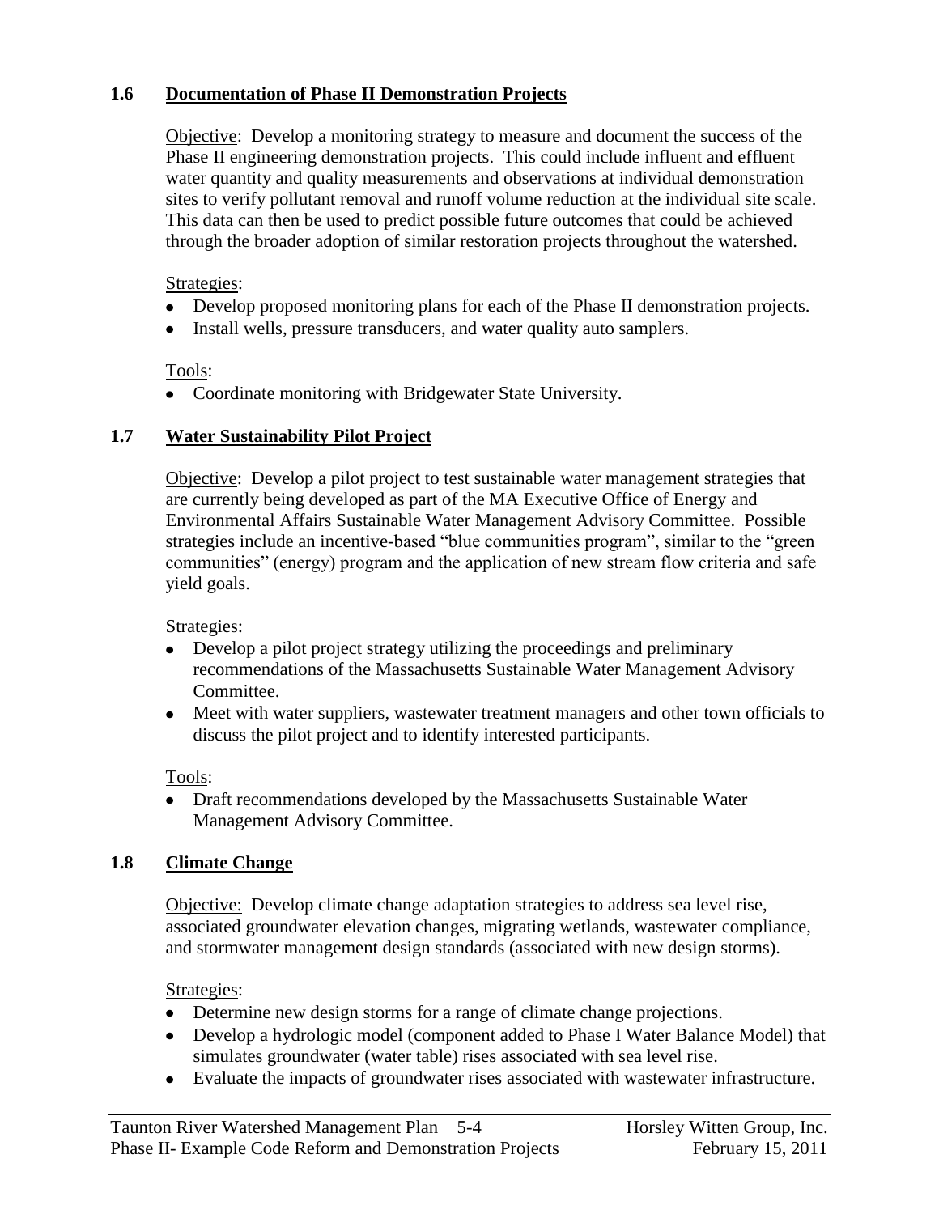### 1.6 Documentation of Phase II Demonstration Projects

Objective: Develop a monitoring strategy to measure and document the success of the Phase II engineering demonstration projects. This could include influent and effluent water quantity and quality measurements and observations at individual demonstration sites to verify pollutant removal and runoff volume reduction at the individual site scale. This data can then be used to predict possible future outcomes that could be achieved through the broader adoption of similar restoration projects throughout the watershed.

Strategies:

- Develop proposed monitoring plans for each of the Phase II demonstration projects.
- Install wells, pressure transducers, and water quality auto samplers.

Tools:

- Coordinate monitoring with Bridgewater State University.

### 1.7 Water Sustainability Pilot Project

Objective: Develop a pilot project to test sustainable water management strategies that are currently being developed as part of the MA Executive Office of Energy and Environmental Affairs Sustainable Water Management Advisory Committee. Possible strategies include an incentive-based "blue communities program", similar to the "green communities" (energy) program and the application of new stream flow criteria and safe yield goals.

Strategies:

- Develop a pilot project strategy utilizing the proceedings and preliminary recommendations of the Massachusetts Sustainable Water Management Advisory Committee.
- Meet with water suppliers, wastewater treatment managers and other town officials to discuss the pilot project and to identify interested participants.

Tools:

- Draft recommendations developed by the Massachusetts Sustainable Water Management Advisory Committee.

### 1.8 Climate Change

Objective: Develop climate change adaptation strategies to address sea level rise, associated groundwater elevation changes, migrating wetlands, wastewater compliance, and stormwater management design standards (associated with new design storms).

Strategies:

- Determine new design storms for a range of climate change projections.
- Develop a hydrologic model (component added to Phase I Water Balance Model) that simulates groundwater (water table) rises associated with sea level rise.
- Evaluate the impacts of groundwater rises associated with wastewater infrastructure.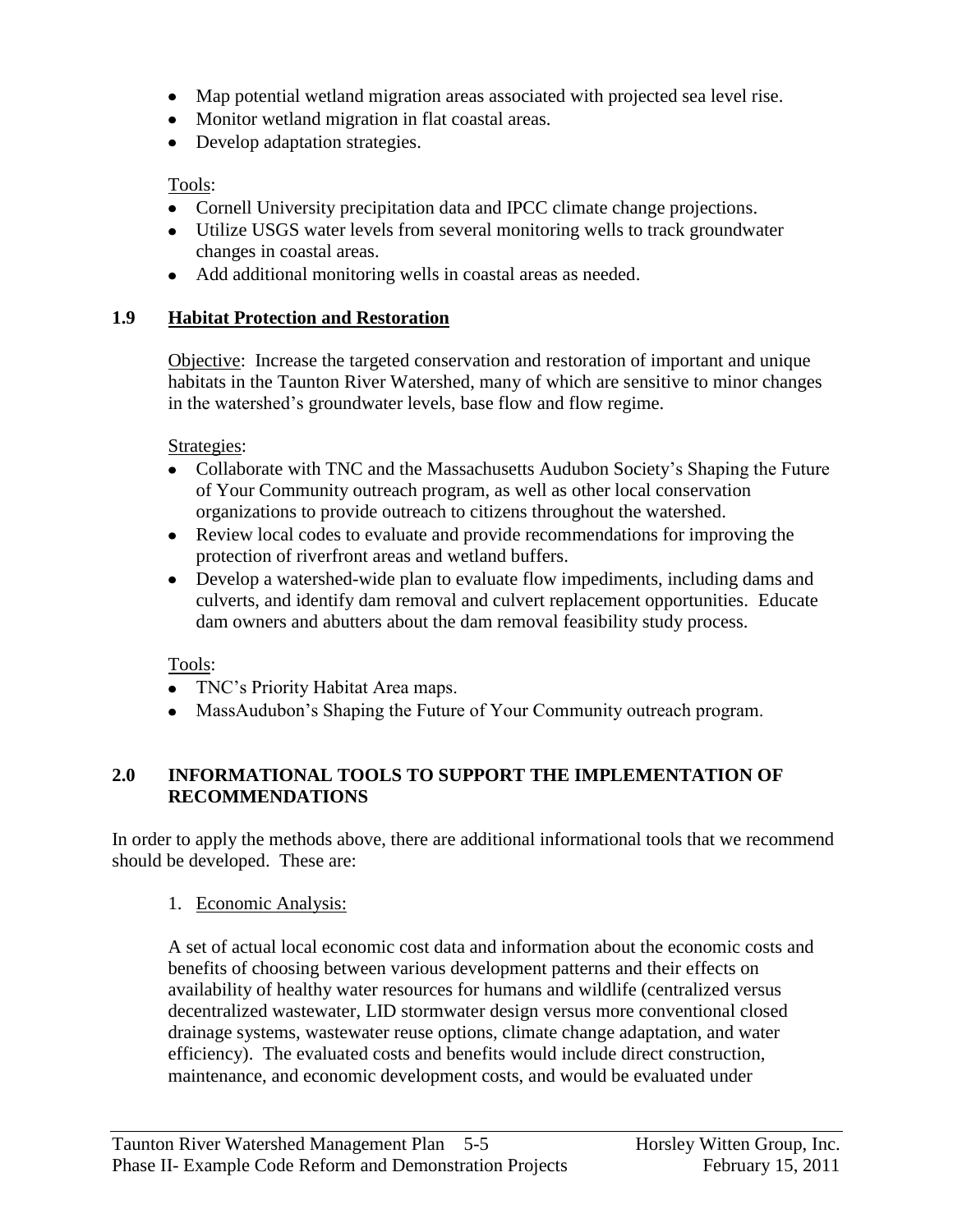- Map potential wetland migration areas associated with projected sea level rise.
- Monitor wetland migration in flat coastal areas.
- Develop adaptation strategies.

Tools:

- Cornell University precipitation data and IPCC climate change projections.
- Utilize USGS water levels from several monitoring wells to track groundwater changes in coastal areas.
- Add additional monitoring wells in coastal areas as needed.

### 1.9 Habitat Protection and Restoration

Objective: Increase the targeted conservation and restoration of important and unique habitats in the Taunton River Watershed, many of which are sensitive to minor changes in the watershed's groundwater levels, base flow and flow regime.

Strategies:

- Collaborate with TNC and the Massachusetts Audubon Society's Shaping the Future of Your Community outreach program, as well as other local conservation organizations to provide outreach to citizens throughout the watershed.
- Review local codes to evaluate and provide recommendations for improving the protection of riverfront areas and wetland buffers.
- Develop a watershed-wide plan to evaluate flow impediments, including dams and culverts, and identify dam removal and culvert replacement opportunities. Educate dam owners and abutters about the dam removal feasibility study process.

Tools:

- TNC's Priority Habitat Area maps.
- MassAudubon's Shaping the Future of Your Community outreach program.

## 2.0 INFORMATIONAL TOOLS TO SUPPORT THE IMPLEMENTATION OF RECOMMENDATIONS

In order to apply the methods above, there are additional informational tools that we recommend should be developed. These are:

1. Economic Analysis:

   A set of actual local economic cost data and information about the economic costs and benefits of choosing between various development patterns and their effects on availability of healthy water resources for humans and wildlife (centralized versus decentralized wastewater, LID stormwater design versus more conventional closed drainage systems, wastewater reuse options, climate change adaptation, and water efficiency). The evaluated costs and benefits would include direct construction, maintenance, and economic development costs, and would be evaluated under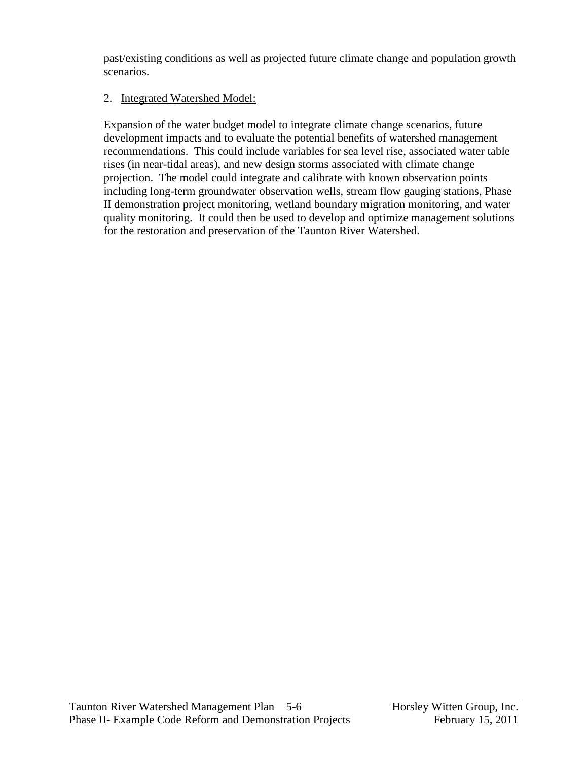past/existing conditions as well as projected future climate change and population growth scenarios.

2. Integrated Watershed Model:

Expansion of the water budget model to integrate climate change scenarios, future development impacts and to evaluate the potential benefits of watershed management recommendations. This could include variables for sea level rise, associated water table rises (in near-tidal areas), and new design storms associated with climate change projection. The model could integrate and calibrate with known observation points including long-term groundwater observation wells, stream flow gauging stations, Phase II demonstration project monitoring, wetland boundary migration monitoring, and water quality monitoring. It could then be used to develop and optimize management solutions for the restoration and preservation of the Taunton River Watershed.